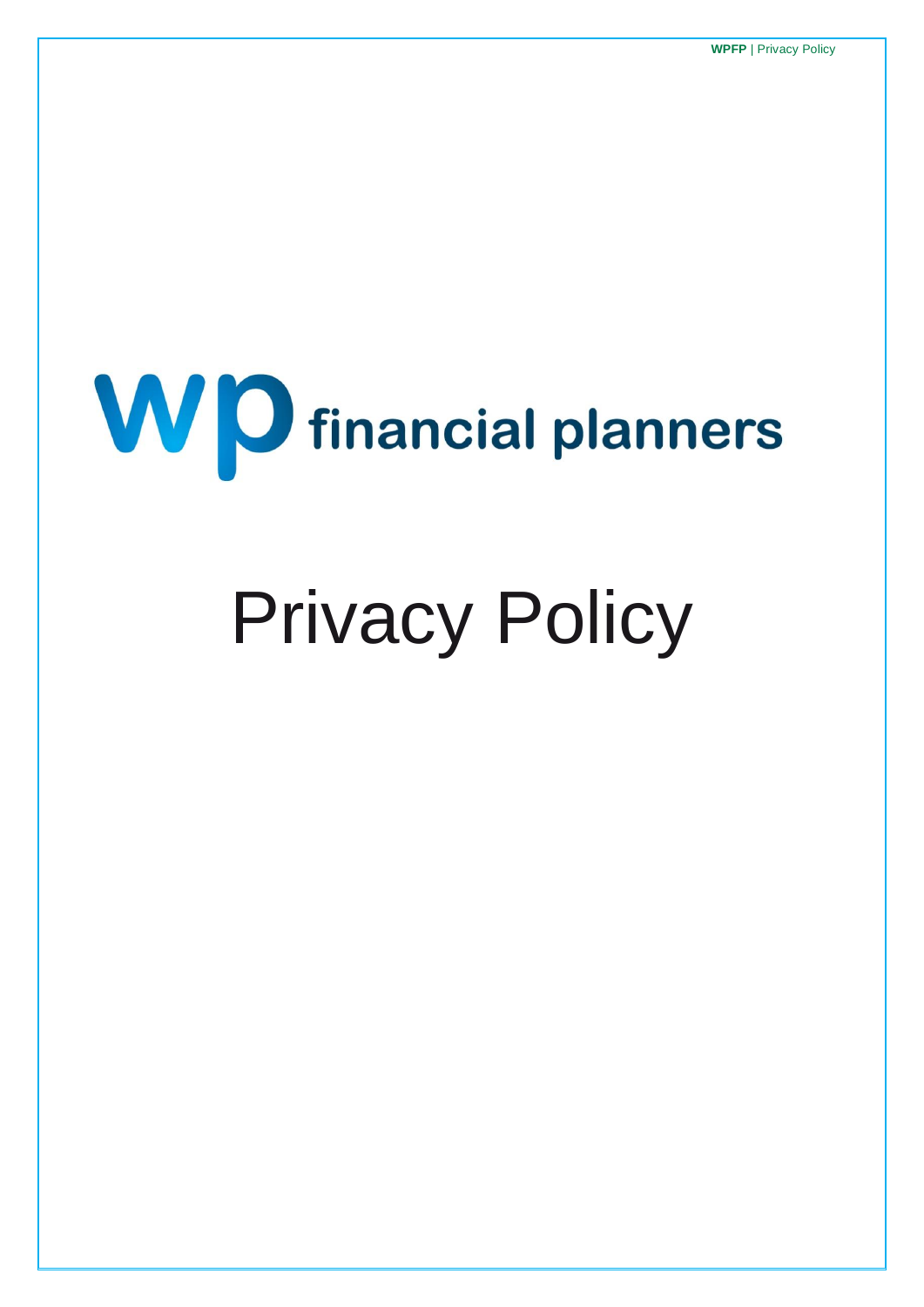# wp financial planners

# Privacy Policy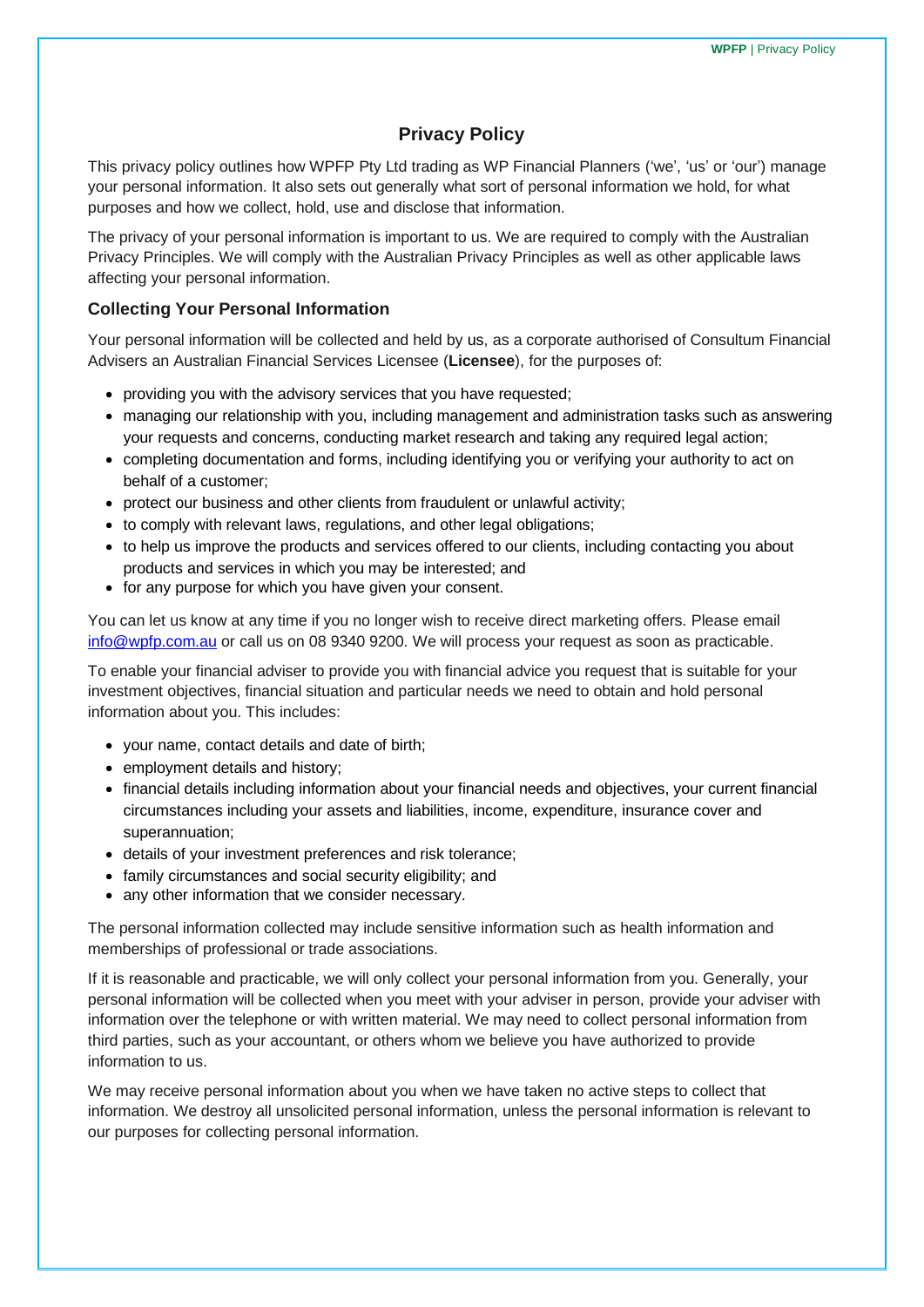# Privacy Policy

This privacy policy outlines how WPFP Pty Ltd trading as WP Financial Planners ('we', 'us' or 'our') manage your personal information. It also sets out generally what sort of personal information we hold, for what purposes and how we collect, hold, use and disclose that information.

The privacy of your personal information is important to us. We are required to comply with the Australian Privacy Principles. We will comply with the Australian Privacy Principles as well as other applicable laws affecting your personal information.

## Collecting Your Personal Information

Your personal information will be collected and held by us, as a corporate authorised of Consultum Financial Advisers an Australian Financial Services Licensee (**Licensee**), for the purposes of:

- providing you with the advisory services that you have requested;
- managing our relationship with you, including management and administration tasks such as answering your requests and concerns, conducting market research and taking any required legal action;
- completing documentation and forms, including identifying you or verifying your authority to act on behalf of a customer;
- protect our business and other clients from fraudulent or unlawful activity;
- to comply with relevant laws, regulations, and other legal obligations;
- to help us improve the products and services offered to our clients, including contacting you about products and services in which you may be interested; and
- for any purpose for which you have given your consent.

You can let us know at any time if you no longer wish to receive direct marketing offers. Please email [info@wpfp.com.au](mailto:info@wpfp.com.au) or call us on 08 9340 9200. We will process your request as soon as practicable.

To enable your financial adviser to provide you with financial advice you request that is suitable for your investment objectives, financial situation and particular needs we need to obtain and hold personal information about you. This includes:

- your name, contact details and date of birth;
- employment details and history;
- financial details including information about your financial needs and objectives, your current financial circumstances including your assets and liabilities, income, expenditure, insurance cover and superannuation;
- details of your investment preferences and risk tolerance;
- family circumstances and social security eligibility; and
- any other information that we consider necessary.

The personal information collected may include sensitive information such as health information and memberships of professional or trade associations.

If it is reasonable and practicable, we will only collect your personal information from you. Generally, your personal information will be collected when you meet with your adviser in person, provide your adviser with information over the telephone or with written material. We may need to collect personal information from third parties, such as your accountant, or others whom we believe you have authorized to provide information to us.

We may receive personal information about you when we have taken no active steps to collect that information. We destroy all unsolicited personal information, unless the personal information is relevant to our purposes for collecting personal information.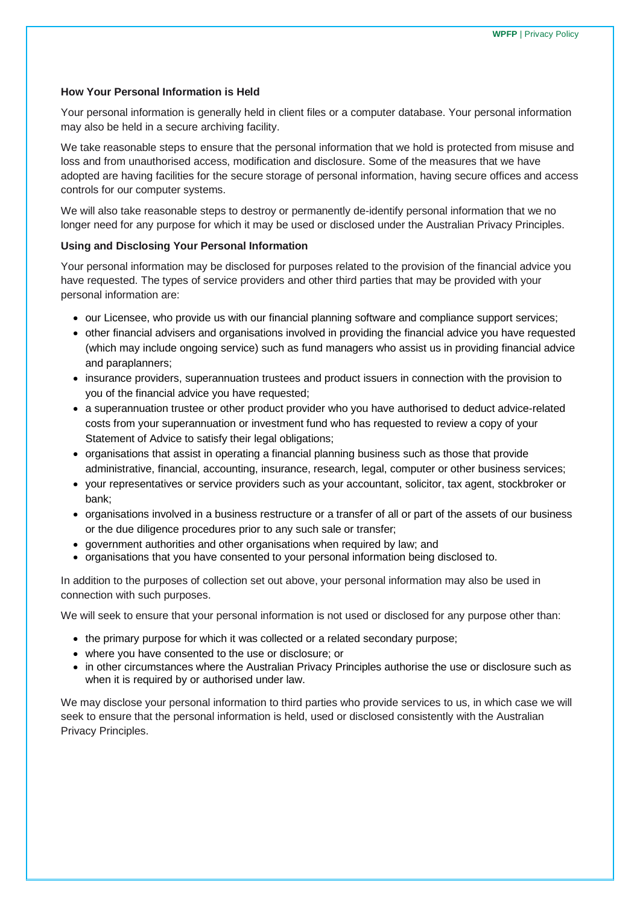**How Your Personal Information is Held**

Your personal information is generally held in client files or a computer database. Your personal information may also be held in a secure archiving facility.

We take reasonable steps to ensure that the personal information that we hold is protected from misuse and loss and from unauthorised access, modification and disclosure. Some of the measures that we have adopted are having facilities for the secure storage of personal information, having secure offices and access controls for our computer systems.

We will also take reasonable steps to destroy or permanently de-identify personal information that we no longer need for any purpose for which it may be used or disclosed under the Australian Privacy Principles.

**Using and Disclosing Your Personal Information**

Your personal information may be disclosed for purposes related to the provision of the financial advice you have requested. The types of service providers and other third parties that may be provided with your personal information are:

- our Licensee, who provide us with our financial planning software and compliance support services;
- other financial advisers and organisations involved in providing the financial advice you have requested (which may include ongoing service) such as fund managers who assist us in providing financial advice and paraplanners;
- insurance providers, superannuation trustees and product issuers in connection with the provision to you of the financial advice you have requested;
- a superannuation trustee or other product provider who you have authorised to deduct advice-related costs from your superannuation or investment fund who has requested to review a copy of your Statement of Advice to satisfy their legal obligations;
- organisations that assist in operating a financial planning business such as those that provide administrative, financial, accounting, insurance, research, legal, computer or other business services;
- your representatives or service providers such as your accountant, solicitor, tax agent, stockbroker or bank;
- organisations involved in a business restructure or a transfer of all or part of the assets of our business or the due diligence procedures prior to any such sale or transfer;
- government authorities and other organisations when required by law; and
- organisations that you have consented to your personal information being disclosed to.

In addition to the purposes of collection set out above, your personal information may also be used in connection with such purposes.

We will seek to ensure that your personal information is not used or disclosed for any purpose other than:

- the primary purpose for which it was collected or a related secondary purpose;
- where you have consented to the use or disclosure; or
- in other circumstances where the Australian Privacy Principles authorise the use or disclosure such as when it is required by or authorised under law.

We may disclose your personal information to third parties who provide services to us, in which case we will seek to ensure that the personal information is held, used or disclosed consistently with the Australian Privacy Principles.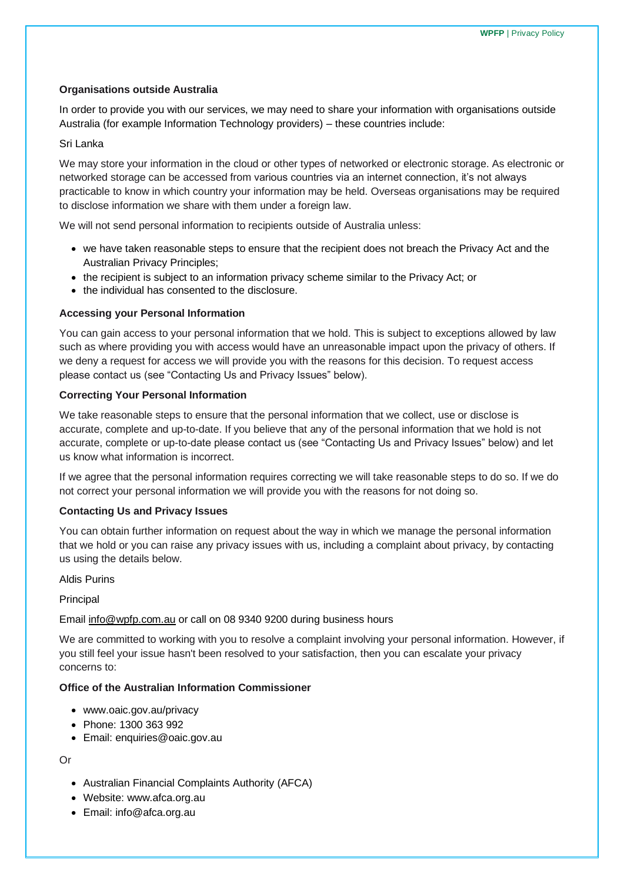**Organisations outside Australia**

In order to provide you with our services, we may need to share your information with organisations outside Australia (for example Information Technology providers) – these countries include:

Sri Lanka

We may store your information in the cloud or other types of networked or electronic storage. As electronic or networked storage can be accessed from various countries via an internet connection, it's not always practicable to know in which country your information may be held. Overseas organisations may be required to disclose information we share with them under a foreign law.

We will not send personal information to recipients outside of Australia unless:

- we have taken reasonable steps to ensure that the recipient does not breach the Privacy Act and the Australian Privacy Principles;
- the recipient is subject to an information privacy scheme similar to the Privacy Act; or
- the individual has consented to the disclosure.

**Accessing your Personal Information**

You can gain access to your personal information that we hold. This is subject to exceptions allowed by law such as where providing you with access would have an unreasonable impact upon the privacy of others. If we deny a request for access we will provide you with the reasons for this decision. To request access please contact us (see "Contacting Us and Privacy Issues" below).

**Correcting Your Personal Information**

We take reasonable steps to ensure that the personal information that we collect, use or disclose is accurate, complete and up-to-date. If you believe that any of the personal information that we hold is not accurate, complete or up-to-date please contact us (see "Contacting Us and Privacy Issues" below) and let us know what information is incorrect.

If we agree that the personal information requires correcting we will take reasonable steps to do so. If we do not correct your personal information we will provide you with the reasons for not doing so.

**Contacting Us and Privacy Issues**

You can obtain further information on request about the way in which we manage the personal information that we hold or you can raise any privacy issues with us, including a complaint about privacy, by contacting us using the details below.

Aldis Purins

Principal

Email info@wpfp.com.au or call on 08 9340 9200 during business hours

We are committed to working with you to resolve a complaint involving your personal information. However, if you still feel your issue hasn't been resolved to your satisfaction, then you can escalate your privacy concerns to:

**Office of the Australian Information Commissioner**

- www.oaic.gov.au/privacy
- Phone: 1300 363 992
- Email: enquiries@oaic.gov.au

Or

- Australian Financial Complaints Authority (AFCA)
- Website: www.afca.org.au
- Email: info@afca.org.au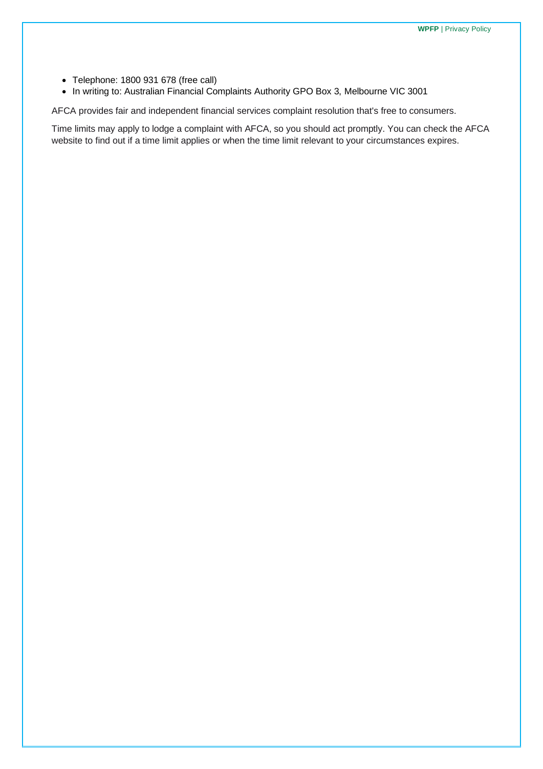- Telephone: 1800 931 678 (free call)
- In writing to: Australian Financial Complaints Authority GPO Box 3, Melbourne VIC 3001

AFCA provides fair and independent financial services complaint resolution that's free to consumers.

Time limits may apply to lodge a complaint with AFCA, so you should act promptly. You can check the AFCA website to find out if a time limit applies or when the time limit relevant to your circumstances expires.